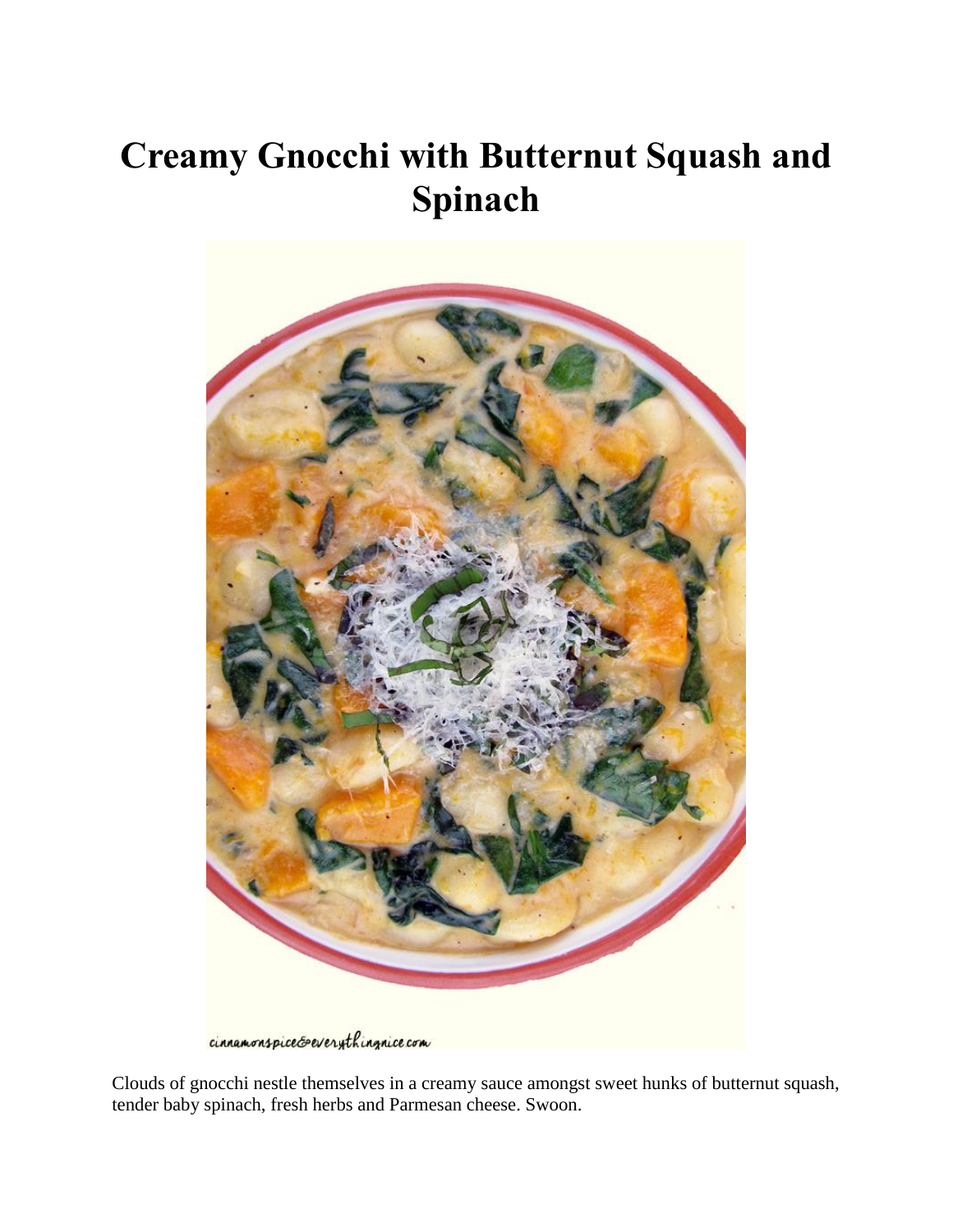# Creamy Gnocchi with Butternut Squash and Spinach

Clouds of gnocchi nestle themselves in a creamy sauce amongst sweet hunks of butternut squash, tender baby spinach, fresh herbs and Parmesan cheese. Swoon.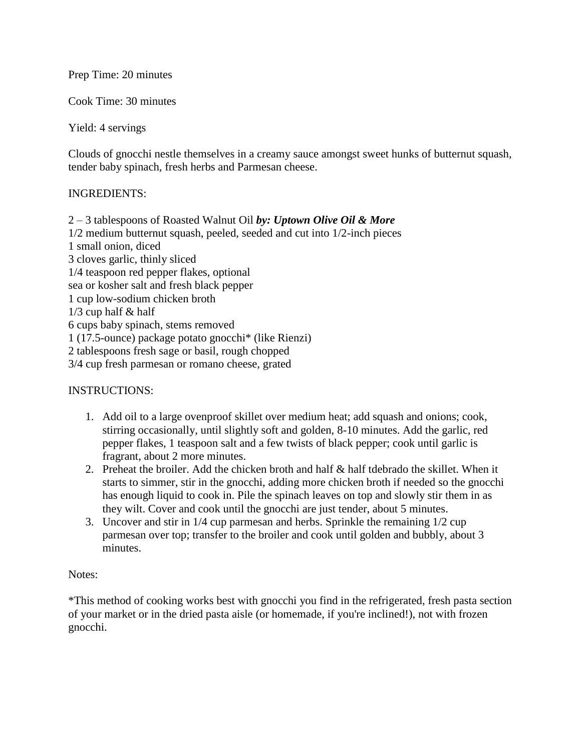Prep Time: 20 minutes

Cook Time: 30 minutes

Yield: 4 servings

Clouds of gnocchi nestle themselves in a creamy sauce amongst sweet hunks of butternut squash, tender baby spinach, fresh herbs and Parmesan cheese.

INGREDIENTS:

2 – 3 tablespoons of Roasted Walnut Oil ***by: Uptown Olive Oil & More***
1/2 medium butternut squash, peeled, seeded and cut into 1/2-inch pieces
1 small onion, diced
3 cloves garlic, thinly sliced
1/4 teaspoon red pepper flakes, optional
sea or kosher salt and fresh black pepper
1 cup low-sodium chicken broth
1/3 cup half & half
6 cups baby spinach, stems removed
1 (17.5-ounce) package potato gnocchi* (like Rienzi)
2 tablespoons fresh sage or basil, rough chopped
3/4 cup fresh parmesan or romano cheese, grated

INSTRUCTIONS:

1. Add oil to a large ovenproof skillet over medium heat; add squash and onions; cook, stirring occasionally, until slightly soft and golden, 8-10 minutes. Add the garlic, red pepper flakes, 1 teaspoon salt and a few twists of black pepper; cook until garlic is fragrant, about 2 more minutes.
2. Preheat the broiler. Add the chicken broth and half & half tdebrado the skillet. When it starts to simmer, stir in the gnocchi, adding more chicken broth if needed so the gnocchi has enough liquid to cook in. Pile the spinach leaves on top and slowly stir them in as they wilt. Cover and cook until the gnocchi are just tender, about 5 minutes.
3. Uncover and stir in 1/4 cup parmesan and herbs. Sprinkle the remaining 1/2 cup parmesan over top; transfer to the broiler and cook until golden and bubbly, about 3 minutes.

Notes:

*This method of cooking works best with gnocchi you find in the refrigerated, fresh pasta section of your market or in the dried pasta aisle (or homemade, if you're inclined!), not with frozen gnocchi.